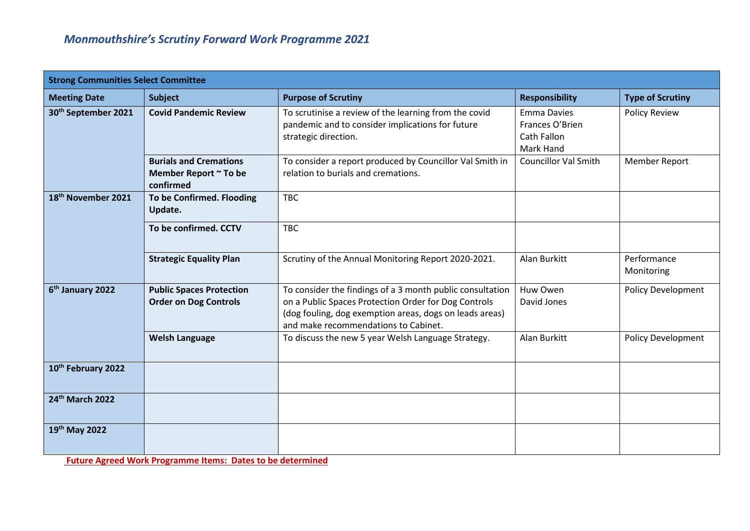# *Monmouthshire's Scrutiny Forward Work Programme 2021*

| **Strong Communities Select Committee** | | | | |
|---|---|---|---|---|
| **Meeting Date** | **Subject** | **Purpose of Scrutiny** | **Responsibility** | **Type of Scrutiny** |
| **30th September 2021** | **Covid Pandemic Review** | To scrutinise a review of the learning from the covid pandemic and to consider implications for future strategic direction. | Emma Davies<br>Frances O'Brien<br>Cath Fallon<br>Mark Hand | Policy Review |
| | **Burials and Cremations Member Report ~ To be confirmed** | To consider a report produced by Councillor Val Smith in relation to burials and cremations. | Councillor Val Smith | Member Report |
| **18th November 2021** | **To be Confirmed. Flooding Update.** | TBC | | |
| | **To be confirmed. CCTV** | TBC | | |
| | **Strategic Equality Plan** | Scrutiny of the Annual Monitoring Report 2020-2021. | Alan Burkitt | Performance Monitoring |
| **6th January 2022** | **Public Spaces Protection Order on Dog Controls** | To consider the findings of a 3 month public consultation on a Public Spaces Protection Order for Dog Controls (dog fouling, dog exemption areas, dogs on leads areas) and make recommendations to Cabinet. | Huw Owen<br>David Jones | Policy Development |
| | **Welsh Language** | To discuss the new 5 year Welsh Language Strategy. | Alan Burkitt | Policy Development |
| **10th February 2022** | | | | |
| **24th March 2022** | | | | |
| **19th May 2022** | | | | |

**Future Agreed Work Programme Items: Dates to be determined**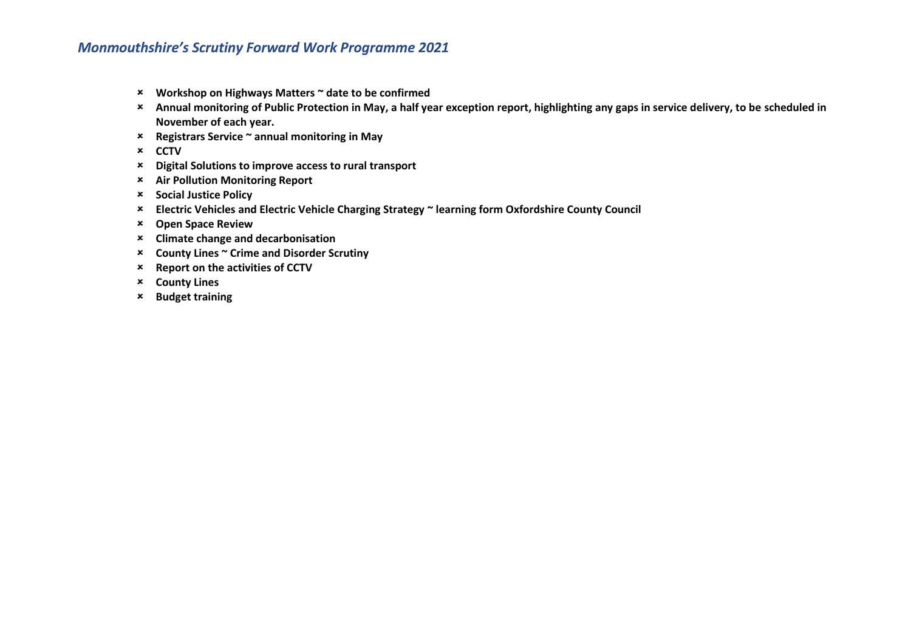*Monmouthshire's Scrutiny Forward Work Programme 2021*

- **Workshop on Highways Matters ~ date to be confirmed**
- **Annual monitoring of Public Protection in May, a half year exception report, highlighting any gaps in service delivery, to be scheduled in November of each year.**
- **Registrars Service ~ annual monitoring in May**
- **CCTV**
- **Digital Solutions to improve access to rural transport**
- **Air Pollution Monitoring Report**
- **Social Justice Policy**
- **Electric Vehicles and Electric Vehicle Charging Strategy ~ learning form Oxfordshire County Council**
- **Open Space Review**
- **Climate change and decarbonisation**
- **County Lines ~ Crime and Disorder Scrutiny**
- **Report on the activities of CCTV**
- **County Lines**
- **Budget training**